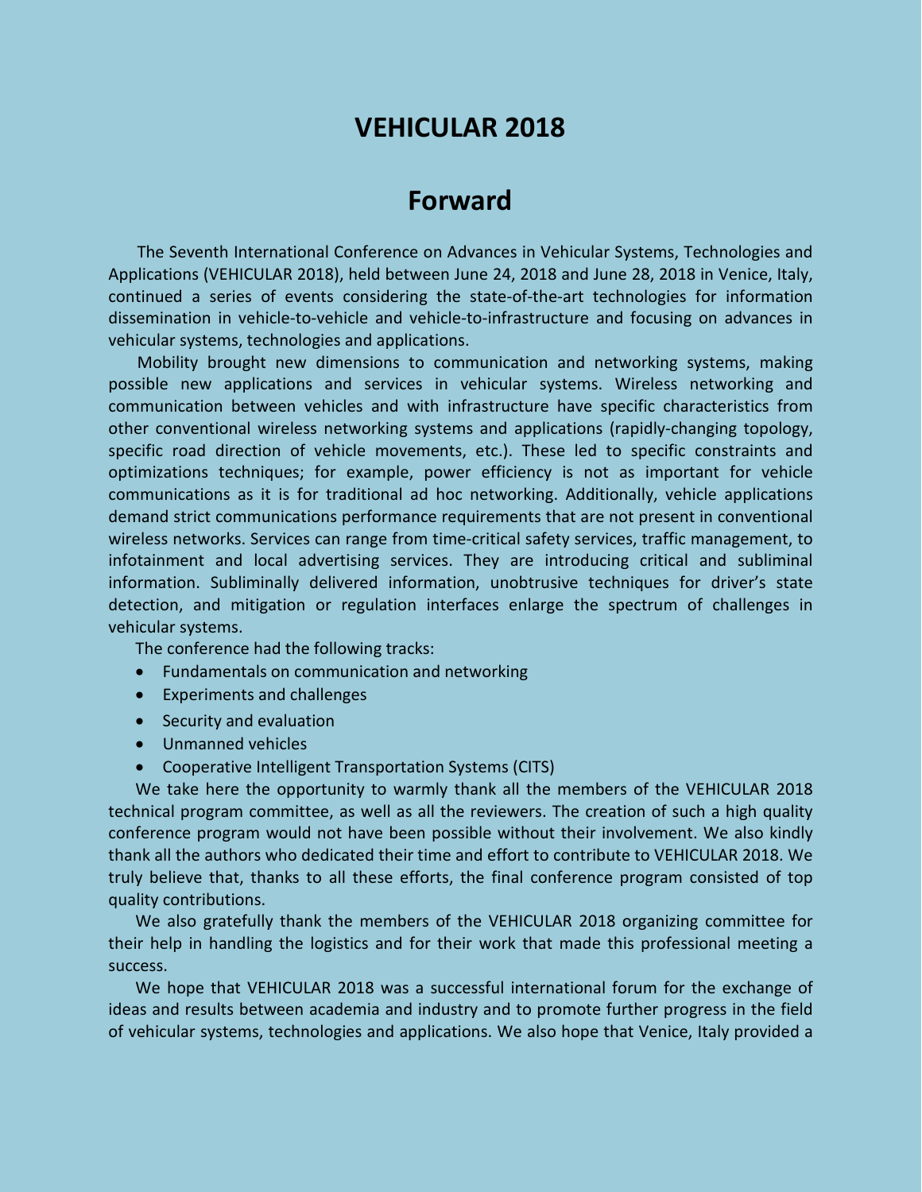# VEHICULAR 2018

## Forward

The Seventh International Conference on Advances in Vehicular Systems, Technologies and Applications (VEHICULAR 2018), held between June 24, 2018 and June 28, 2018 in Venice, Italy, continued a series of events considering the state-of-the-art technologies for information dissemination in vehicle-to-vehicle and vehicle-to-infrastructure and focusing on advances in vehicular systems, technologies and applications.

Mobility brought new dimensions to communication and networking systems, making possible new applications and services in vehicular systems. Wireless networking and communication between vehicles and with infrastructure have specific characteristics from other conventional wireless networking systems and applications (rapidly-changing topology, specific road direction of vehicle movements, etc.). These led to specific constraints and optimizations techniques; for example, power efficiency is not as important for vehicle communications as it is for traditional ad hoc networking. Additionally, vehicle applications demand strict communications performance requirements that are not present in conventional wireless networks. Services can range from time-critical safety services, traffic management, to infotainment and local advertising services. They are introducing critical and subliminal information. Subliminally delivered information, unobtrusive techniques for driver's state detection, and mitigation or regulation interfaces enlarge the spectrum of challenges in vehicular systems.

The conference had the following tracks:

- Fundamentals on communication and networking
- Experiments and challenges
- Security and evaluation
- Unmanned vehicles
- Cooperative Intelligent Transportation Systems (CITS)

We take here the opportunity to warmly thank all the members of the VEHICULAR 2018 technical program committee, as well as all the reviewers. The creation of such a high quality conference program would not have been possible without their involvement. We also kindly thank all the authors who dedicated their time and effort to contribute to VEHICULAR 2018. We truly believe that, thanks to all these efforts, the final conference program consisted of top quality contributions.

We also gratefully thank the members of the VEHICULAR 2018 organizing committee for their help in handling the logistics and for their work that made this professional meeting a success.

We hope that VEHICULAR 2018 was a successful international forum for the exchange of ideas and results between academia and industry and to promote further progress in the field of vehicular systems, technologies and applications. We also hope that Venice, Italy provided a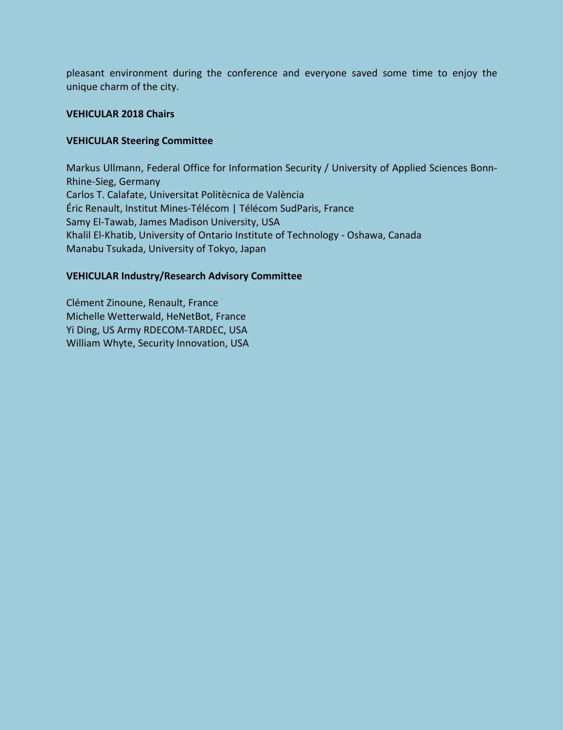pleasant environment during the conference and everyone saved some time to enjoy the unique charm of the city.

**VEHICULAR 2018 Chairs**

**VEHICULAR Steering Committee**

Markus Ullmann, Federal Office for Information Security / University of Applied Sciences Bonn-Rhine-Sieg, Germany
Carlos T. Calafate, Universitat Politècnica de València
Éric Renault, Institut Mines-Télécom | Télécom SudParis, France
Samy El-Tawab, James Madison University, USA
Khalil El-Khatib, University of Ontario Institute of Technology - Oshawa, Canada
Manabu Tsukada, University of Tokyo, Japan

**VEHICULAR Industry/Research Advisory Committee**

Clément Zinoune, Renault, France
Michelle Wetterwald, HeNetBot, France
Yi Ding, US Army RDECOM-TARDEC, USA
William Whyte, Security Innovation, USA